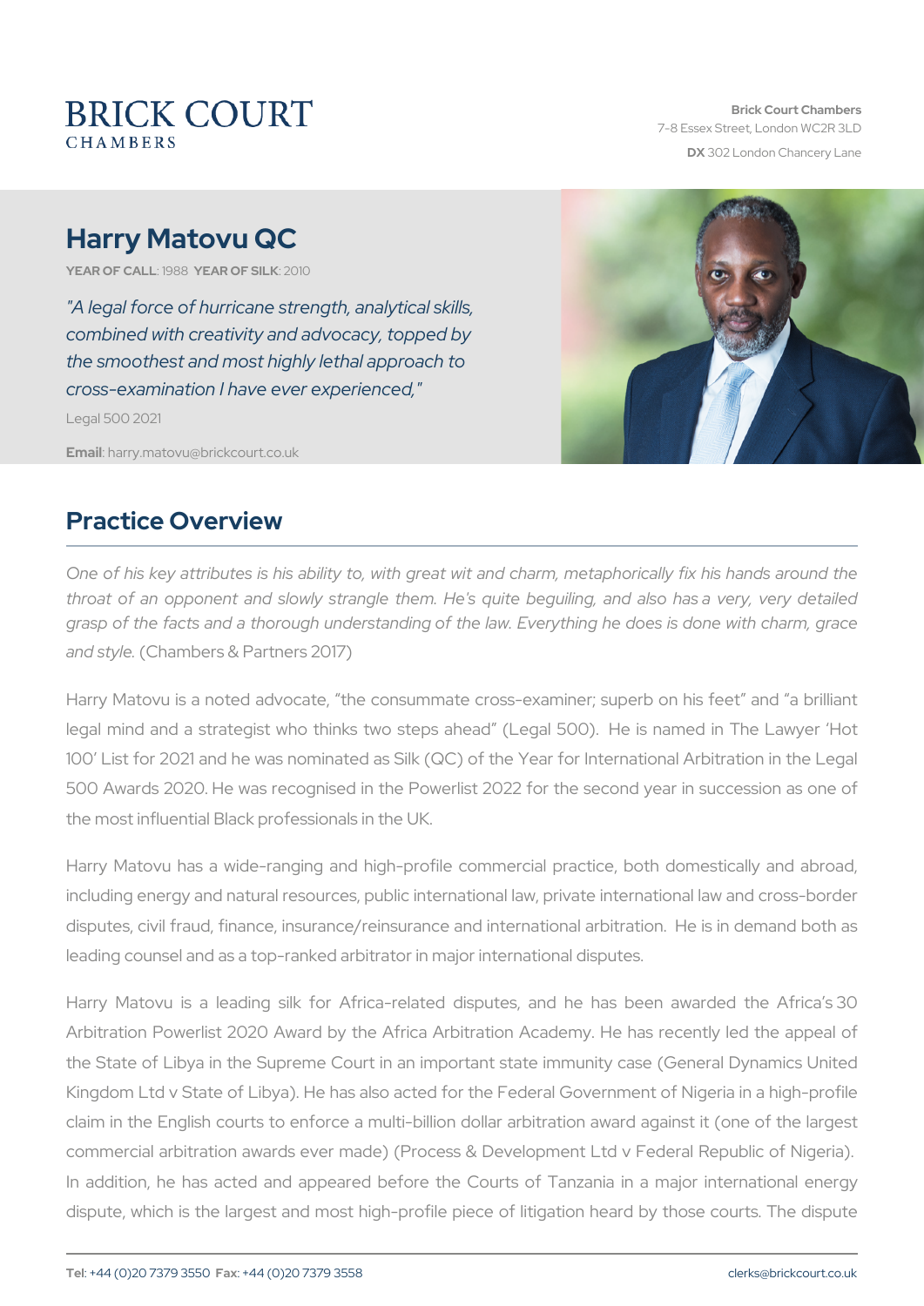BRICK COURT
CHAMBERS

**Brick Court Chambers**
7-8 Essex Street, London WC2R 3LD
**DX** 302 London Chancery Lane

# Harry Matovu QC

**YEAR OF CALL**: 1988 **YEAR OF SILK**: 2010

*"A legal force of hurricane strength, analytical skills, combined with creativity and advocacy, topped by the smoothest and most highly lethal approach to cross-examination I have ever experienced,"*

Legal 500 2021

**Email**: harry.matovu@brickcourt.co.uk

## Practice Overview

*One of his key attributes is his ability to, with great wit and charm, metaphorically fix his hands around the throat of an opponent and slowly strangle them. He's quite beguiling, and also has a very, very detailed grasp of the facts and a thorough understanding of the law. Everything he does is done with charm, grace and style.* (Chambers & Partners 2017)

Harry Matovu is a noted advocate, "the consummate cross-examiner; superb on his feet" and "a brilliant legal mind and a strategist who thinks two steps ahead" (Legal 500). He is named in The Lawyer 'Hot 100' List for 2021 and he was nominated as Silk (QC) of the Year for International Arbitration in the Legal 500 Awards 2020. He was recognised in the Powerlist 2022 for the second year in succession as one of the most influential Black professionals in the UK.

Harry Matovu has a wide-ranging and high-profile commercial practice, both domestically and abroad, including energy and natural resources, public international law, private international law and cross-border disputes, civil fraud, finance, insurance/reinsurance and international arbitration. He is in demand both as leading counsel and as a top-ranked arbitrator in major international disputes.

Harry Matovu is a leading silk for Africa-related disputes, and he has been awarded the Africa's 30 Arbitration Powerlist 2020 Award by the Africa Arbitration Academy. He has recently led the appeal of the State of Libya in the Supreme Court in an important state immunity case (General Dynamics United Kingdom Ltd v State of Libya). He has also acted for the Federal Government of Nigeria in a high-profile claim in the English courts to enforce a multi-billion dollar arbitration award against it (one of the largest commercial arbitration awards ever made) (Process & Development Ltd v Federal Republic of Nigeria). In addition, he has acted and appeared before the Courts of Tanzania in a major international energy dispute, which is the largest and most high-profile piece of litigation heard by those courts. The dispute

**Tel**: +44 (0)20 7379 3550 **Fax**: +44 (0)20 7379 3558 clerks@brickcourt.co.uk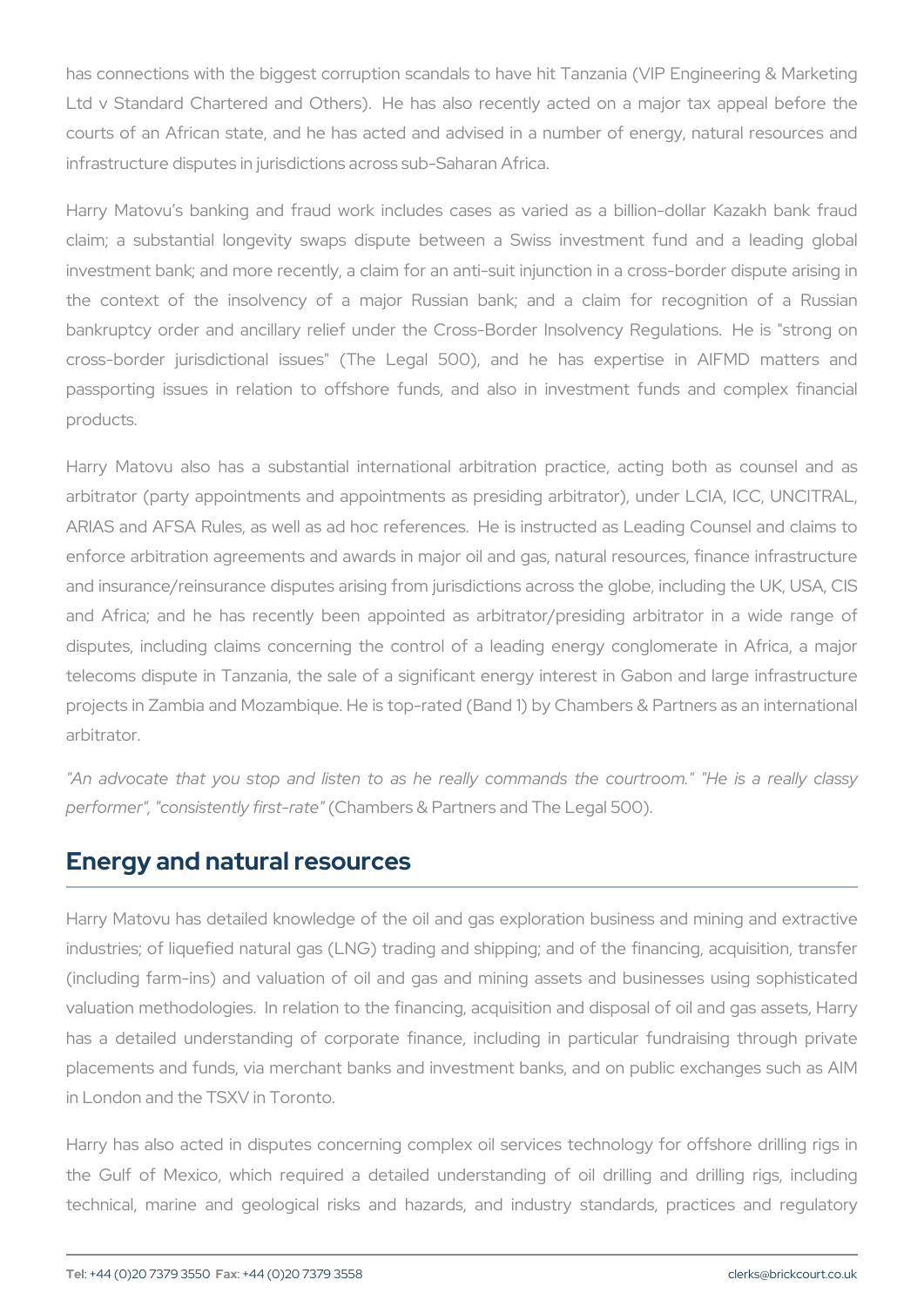has connections with the biggest corruption scandals to have hit Tanzania (VIP Engineering & Marketing Ltd v Standard Chartered and Others). He has also recently acted on a major tax appeal before the courts of an African state, and he has acted and advised in a number of energy, natural resources and infrastructure disputes in jurisdictions across sub-Saharan Africa.

Harry Matovu's banking and fraud work includes cases as varied as a billion-dollar Kazakh bank fraud claim; a substantial longevity swaps dispute between a Swiss investment fund and a leading global investment bank; and more recently, a claim for an anti-suit injunction in a cross-border dispute arising in the context of the insolvency of a major Russian bank; and a claim for recognition of a Russian bankruptcy order and ancillary relief under the Cross-Border Insolvency Regulations. He is "strong on cross-border jurisdictional issues" (The Legal 500), and he has expertise in AIFMD matters and passporting issues in relation to offshore funds, and also in investment funds and complex financial products.

Harry Matovu also has a substantial international arbitration practice, acting both as counsel and as arbitrator (party appointments and appointments as presiding arbitrator), under LCIA, ICC, UNCITRAL, ARIAS and AFSA Rules, as well as ad hoc references. He is instructed as Leading Counsel and claims to enforce arbitration agreements and awards in major oil and gas, natural resources, finance infrastructure and insurance/reinsurance disputes arising from jurisdictions across the globe, including the UK, USA, CIS and Africa; and he has recently been appointed as arbitrator/presiding arbitrator in a wide range of disputes, including claims concerning the control of a leading energy conglomerate in Africa, a major telecoms dispute in Tanzania, the sale of a significant energy interest in Gabon and large infrastructure projects in Zambia and Mozambique. He is top-rated (Band 1) by Chambers & Partners as an international arbitrator.

*"An advocate that you stop and listen to as he really commands the courtroom." "He is a really classy performer", "consistently first-rate"* (Chambers & Partners and The Legal 500).

## Energy and natural resources

Harry Matovu has detailed knowledge of the oil and gas exploration business and mining and extractive industries; of liquefied natural gas (LNG) trading and shipping; and of the financing, acquisition, transfer (including farm-ins) and valuation of oil and gas and mining assets and businesses using sophisticated valuation methodologies. In relation to the financing, acquisition and disposal of oil and gas assets, Harry has a detailed understanding of corporate finance, including in particular fundraising through private placements and funds, via merchant banks and investment banks, and on public exchanges such as AIM in London and the TSXV in Toronto.

Harry has also acted in disputes concerning complex oil services technology for offshore drilling rigs in the Gulf of Mexico, which required a detailed understanding of oil drilling and drilling rigs, including technical, marine and geological risks and hazards, and industry standards, practices and regulatory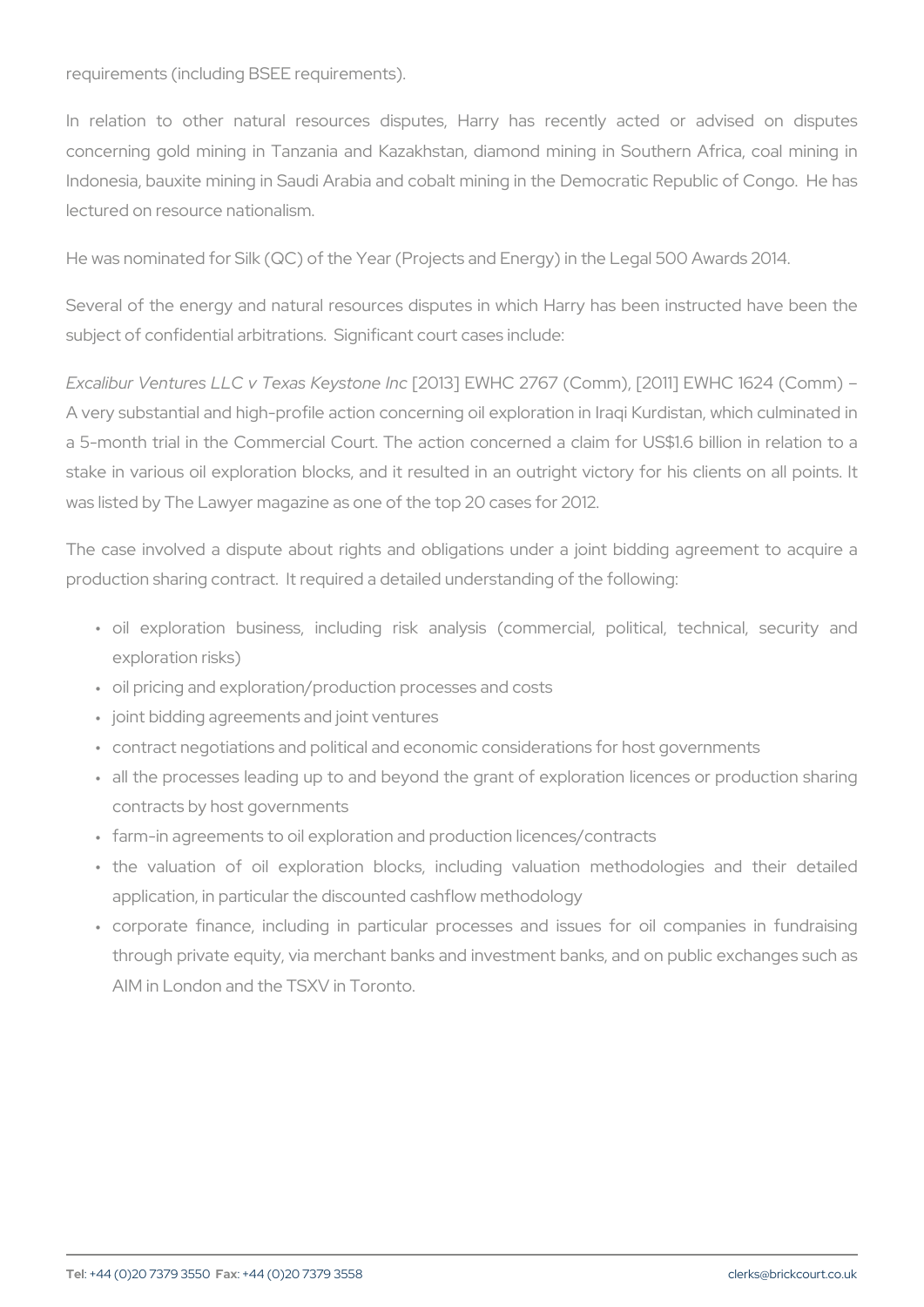requirements (including BSEE requirements).

In relation to other natural resources disputes, Harry has recently acted or advised on disputes concerning gold mining in Tanzania and Kazakhstan, diamond mining in Southern Africa, coal mining in Indonesia, bauxite mining in Saudi Arabia and cobalt mining in the Democratic Republic of Congo. He has lectured on resource nationalism.

He was nominated for Silk (QC) of the Year (Projects and Energy) in the Legal 500 Awards 2014.

Several of the energy and natural resources disputes in which Harry has been instructed have been the subject of confidential arbitrations. Significant court cases include:

*Excalibur Ventures LLC v Texas Keystone Inc* [2013] EWHC 2767 (Comm), [2011] EWHC 1624 (Comm) – A very substantial and high-profile action concerning oil exploration in Iraqi Kurdistan, which culminated in a 5-month trial in the Commercial Court. The action concerned a claim for US$1.6 billion in relation to a stake in various oil exploration blocks, and it resulted in an outright victory for his clients on all points. It was listed by The Lawyer magazine as one of the top 20 cases for 2012.

The case involved a dispute about rights and obligations under a joint bidding agreement to acquire a production sharing contract. It required a detailed understanding of the following:

- oil exploration business, including risk analysis (commercial, political, technical, security and exploration risks)
- oil pricing and exploration/production processes and costs
- joint bidding agreements and joint ventures
- contract negotiations and political and economic considerations for host governments
- all the processes leading up to and beyond the grant of exploration licences or production sharing contracts by host governments
- farm-in agreements to oil exploration and production licences/contracts
- the valuation of oil exploration blocks, including valuation methodologies and their detailed application, in particular the discounted cashflow methodology
- corporate finance, including in particular processes and issues for oil companies in fundraising through private equity, via merchant banks and investment banks, and on public exchanges such as AIM in London and the TSXV in Toronto.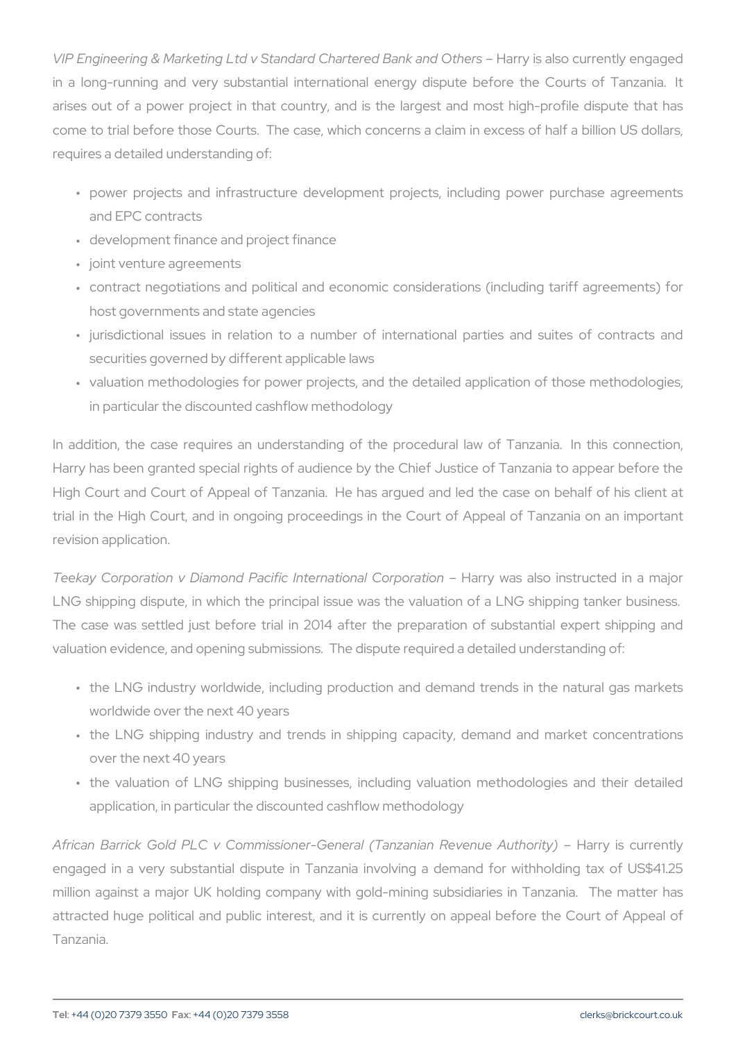*VIP Engineering & Marketing Ltd v Standard Chartered Bank and Others* – Harry is also currently engaged in a long-running and very substantial international energy dispute before the Courts of Tanzania. It arises out of a power project in that country, and is the largest and most high-profile dispute that has come to trial before those Courts. The case, which concerns a claim in excess of half a billion US dollars, requires a detailed understanding of:

- power projects and infrastructure development projects, including power purchase agreements and EPC contracts
- development finance and project finance
- joint venture agreements
- contract negotiations and political and economic considerations (including tariff agreements) for host governments and state agencies
- jurisdictional issues in relation to a number of international parties and suites of contracts and securities governed by different applicable laws
- valuation methodologies for power projects, and the detailed application of those methodologies, in particular the discounted cashflow methodology

In addition, the case requires an understanding of the procedural law of Tanzania. In this connection, Harry has been granted special rights of audience by the Chief Justice of Tanzania to appear before the High Court and Court of Appeal of Tanzania. He has argued and led the case on behalf of his client at trial in the High Court, and in ongoing proceedings in the Court of Appeal of Tanzania on an important revision application.

*Teekay Corporation v Diamond Pacific International Corporation* – Harry was also instructed in a major LNG shipping dispute, in which the principal issue was the valuation of a LNG shipping tanker business. The case was settled just before trial in 2014 after the preparation of substantial expert shipping and valuation evidence, and opening submissions. The dispute required a detailed understanding of:

- the LNG industry worldwide, including production and demand trends in the natural gas markets worldwide over the next 40 years
- the LNG shipping industry and trends in shipping capacity, demand and market concentrations over the next 40 years
- the valuation of LNG shipping businesses, including valuation methodologies and their detailed application, in particular the discounted cashflow methodology

*African Barrick Gold PLC v Commissioner-General (Tanzanian Revenue Authority)* – Harry is currently engaged in a very substantial dispute in Tanzania involving a demand for withholding tax of US$41.25 million against a major UK holding company with gold-mining subsidiaries in Tanzania. The matter has attracted huge political and public interest, and it is currently on appeal before the Court of Appeal of Tanzania.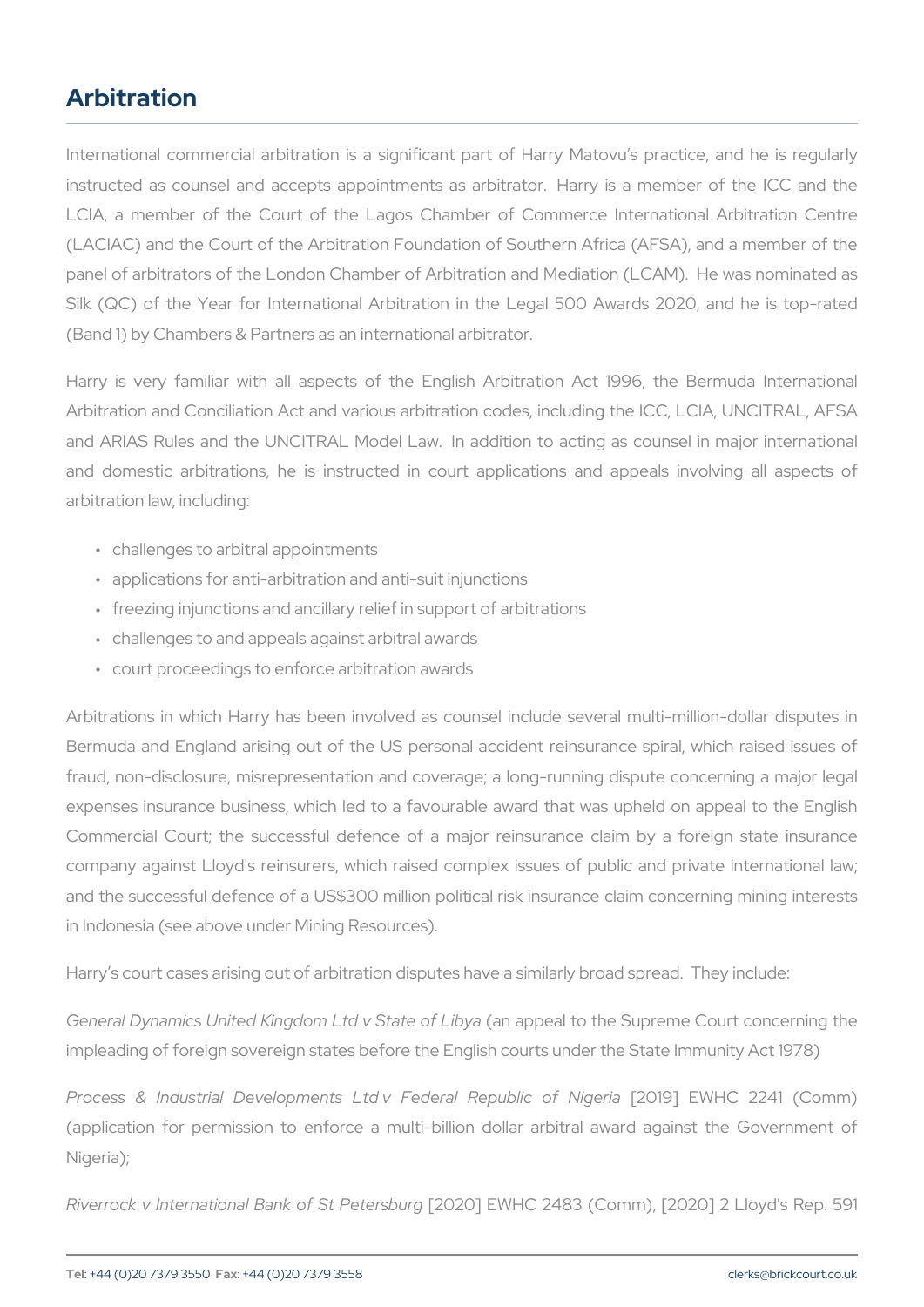# Arbitration

International commercial arbitration is a significant part of Harry Matovu's practice, and he is regularly instructed as counsel and accepts appointments as arbitrator. Harry is a member of the ICC and the LCIA, a member of the Court of the Lagos Chamber of Commerce International Arbitration Centre (LACIAC) and the Court of the Arbitration Foundation of Southern Africa (AFSA), and a member of the panel of arbitrators of the London Chamber of Arbitration and Mediation (LCAM). He was nominated as Silk (QC) of the Year for International Arbitration in the Legal 500 Awards 2020, and he is top-rated (Band 1) by Chambers & Partners as an international arbitrator.

Harry is very familiar with all aspects of the English Arbitration Act 1996, the Bermuda International Arbitration and Conciliation Act and various arbitration codes, including the ICC, LCIA, UNCITRAL, AFSA and ARIAS Rules and the UNCITRAL Model Law. In addition to acting as counsel in major international and domestic arbitrations, he is instructed in court applications and appeals involving all aspects of arbitration law, including:

- challenges to arbitral appointments
- applications for anti-arbitration and anti-suit injunctions
- freezing injunctions and ancillary relief in support of arbitrations
- challenges to and appeals against arbitral awards
- court proceedings to enforce arbitration awards

Arbitrations in which Harry has been involved as counsel include several multi-million-dollar disputes in Bermuda and England arising out of the US personal accident reinsurance spiral, which raised issues of fraud, non-disclosure, misrepresentation and coverage; a long-running dispute concerning a major legal expenses insurance business, which led to a favourable award that was upheld on appeal to the English Commercial Court; the successful defence of a major reinsurance claim by a foreign state insurance company against Lloyd's reinsurers, which raised complex issues of public and private international law; and the successful defence of a US$300 million political risk insurance claim concerning mining interests in Indonesia (see above under Mining Resources).

Harry's court cases arising out of arbitration disputes have a similarly broad spread. They include:

*General Dynamics United Kingdom Ltd v State of Libya* (an appeal to the Supreme Court concerning the impleading of foreign sovereign states before the English courts under the State Immunity Act 1978)

*Process & Industrial Developments Ltd v Federal Republic of Nigeria* [2019] EWHC 2241 (Comm) (application for permission to enforce a multi-billion dollar arbitral award against the Government of Nigeria);

*Riverrock v International Bank of St Petersburg* [2020] EWHC 2483 (Comm), [2020] 2 Lloyd's Rep. 591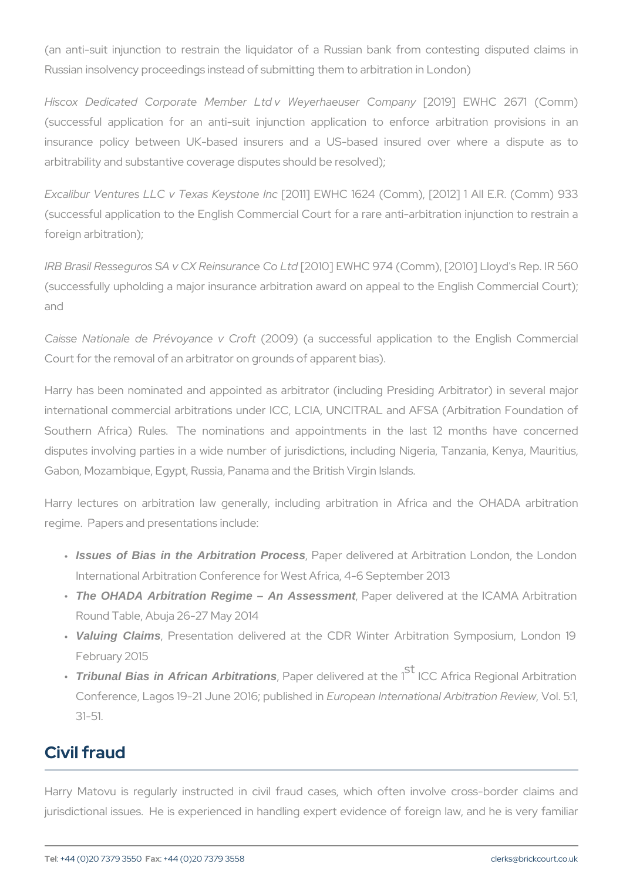(an anti-suit injunction to restrain the liquidator of a Russian bank from contesting disputed claims in Russian insolvency proceedings instead of submitting them to arbitration in London)

*Hiscox Dedicated Corporate Member Ltd v Weyerhaeuser Company* [2019] EWHC 2671 (Comm) (successful application for an anti-suit injunction application to enforce arbitration provisions in an insurance policy between UK-based insurers and a US-based insured over where a dispute as to arbitrability and substantive coverage disputes should be resolved);

*Excalibur Ventures LLC v Texas Keystone Inc* [2011] EWHC 1624 (Comm), [2012] 1 All E.R. (Comm) 933 (successful application to the English Commercial Court for a rare anti-arbitration injunction to restrain a foreign arbitration);

*IRB Brasil Resseguros SA v CX Reinsurance Co Ltd* [2010] EWHC 974 (Comm), [2010] Lloyd's Rep. IR 560 (successfully upholding a major insurance arbitration award on appeal to the English Commercial Court); and

*Caisse Nationale de Prévoyance v Croft* (2009) (a successful application to the English Commercial Court for the removal of an arbitrator on grounds of apparent bias).

Harry has been nominated and appointed as arbitrator (including Presiding Arbitrator) in several major international commercial arbitrations under ICC, LCIA, UNCITRAL and AFSA (Arbitration Foundation of Southern Africa) Rules. The nominations and appointments in the last 12 months have concerned disputes involving parties in a wide number of jurisdictions, including Nigeria, Tanzania, Kenya, Mauritius, Gabon, Mozambique, Egypt, Russia, Panama and the British Virgin Islands.

Harry lectures on arbitration law generally, including arbitration in Africa and the OHADA arbitration regime. Papers and presentations include:

- ***Issues of Bias in the Arbitration Process***, Paper delivered at Arbitration London, the London International Arbitration Conference for West Africa, 4-6 September 2013
- ***The OHADA Arbitration Regime – An Assessment***, Paper delivered at the ICAMA Arbitration Round Table, Abuja 26-27 May 2014
- ***Valuing Claims***, Presentation delivered at the CDR Winter Arbitration Symposium, London 19 February 2015
- ***Tribunal Bias in African Arbitrations***, Paper delivered at the 1st ICC Africa Regional Arbitration Conference, Lagos 19-21 June 2016; published in *European International Arbitration Review*, Vol. 5:1, 31-51.

## Civil fraud

Harry Matovu is regularly instructed in civil fraud cases, which often involve cross-border claims and jurisdictional issues. He is experienced in handling expert evidence of foreign law, and he is very familiar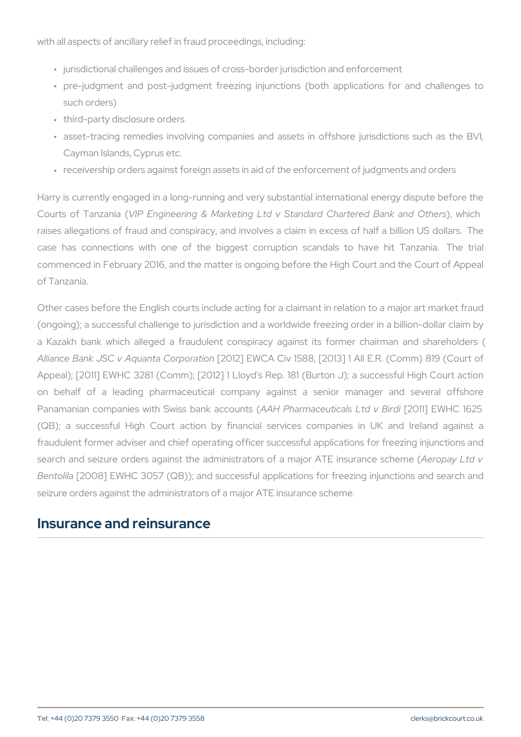with all aspects of ancillary relief in fraud proceedings, including:

- jurisdictional challenges and issues of cross-border jurisdiction and enforcement
- pre-judgment and post-judgment freezing injunctions (both applications for and challenges to such orders)
- third-party disclosure orders
- asset-tracing remedies involving companies and assets in offshore jurisdictions such as the BVI, Cayman Islands, Cyprus etc.
- receivership orders against foreign assets in aid of the enforcement of judgments and orders

Harry is currently engaged in a long-running and very substantial international energy dispute before the Courts of Tanzania (*VIP Engineering & Marketing Ltd v Standard Chartered Bank and Others*), which raises allegations of fraud and conspiracy, and involves a claim in excess of half a billion US dollars. The case has connections with one of the biggest corruption scandals to have hit Tanzania. The trial commenced in February 2016, and the matter is ongoing before the High Court and the Court of Appeal of Tanzania.

Other cases before the English courts include acting for a claimant in relation to a major art market fraud (ongoing); a successful challenge to jurisdiction and a worldwide freezing order in a billion-dollar claim by a Kazakh bank which alleged a fraudulent conspiracy against its former chairman and shareholders (*Alliance Bank JSC v Aquanta Corporation* [2012] EWCA Civ 1588, [2013] 1 All E.R. (Comm) 819 (Court of Appeal); [2011] EWHC 3281 (Comm); [2012] 1 Lloyd's Rep. 181 (Burton J); a successful High Court action on behalf of a leading pharmaceutical company against a senior manager and several offshore Panamanian companies with Swiss bank accounts (*AAH Pharmaceuticals Ltd v Birdi* [2011] EWHC 1625 (QB); a successful High Court action by financial services companies in UK and Ireland against a fraudulent former adviser and chief operating officer successful applications for freezing injunctions and search and seizure orders against the administrators of a major ATE insurance scheme (*Aeropay Ltd v Bentolila* [2008] EWHC 3057 (QB)); and successful applications for freezing injunctions and search and seizure orders against the administrators of a major ATE insurance scheme.

## Insurance and reinsurance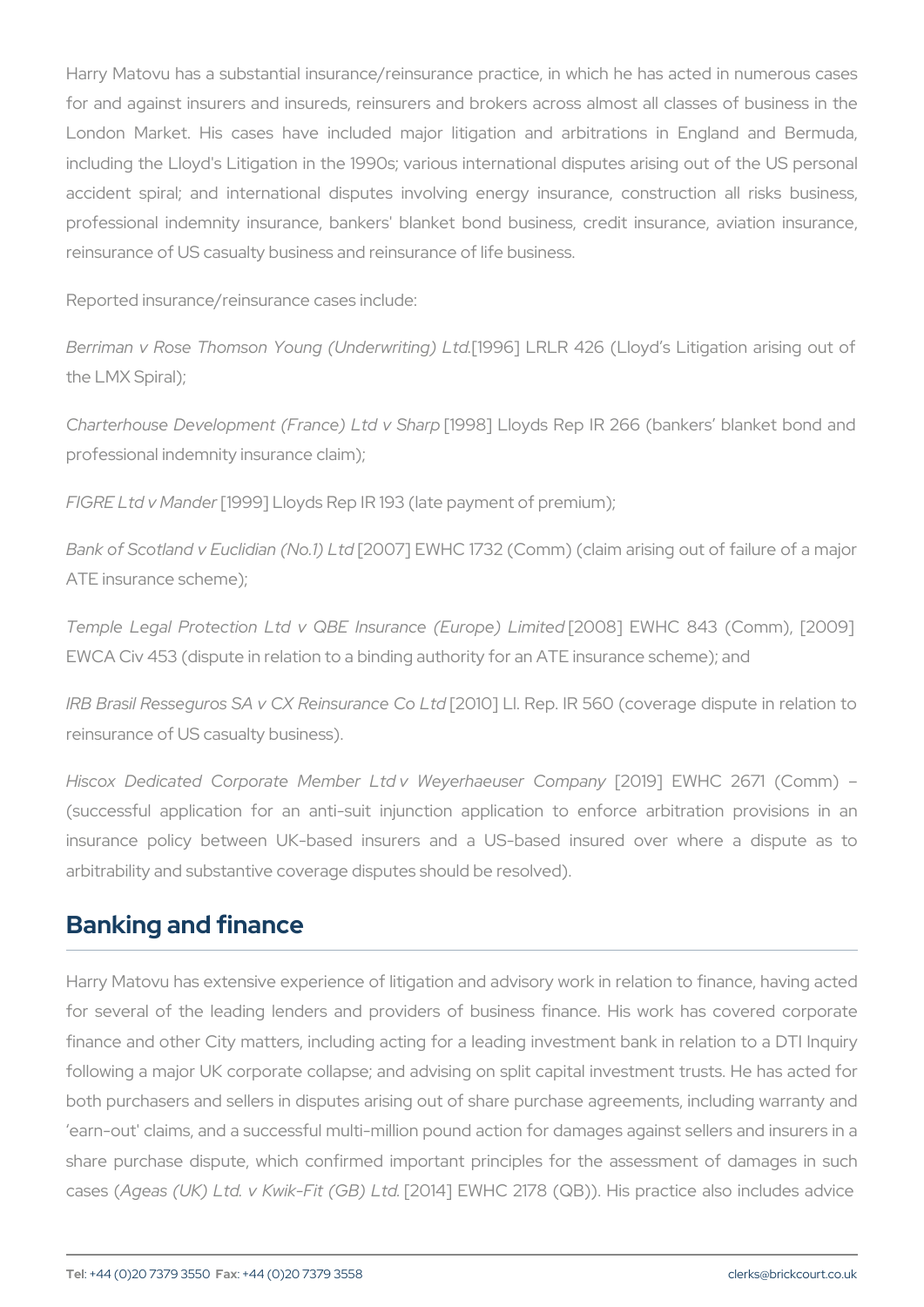Harry Matovu has a substantial insurance/reinsurance practice, in which he has acted in numerous cases for and against insurers and insureds, reinsurers and brokers across almost all classes of business in the London Market. His cases have included major litigation and arbitrations in England and Bermuda, including the Lloyd's Litigation in the 1990s; various international disputes arising out of the US personal accident spiral; and international disputes involving energy insurance, construction all risks business, professional indemnity insurance, bankers' blanket bond business, credit insurance, aviation insurance, reinsurance of US casualty business and reinsurance of life business.

Reported insurance/reinsurance cases include:

*Berriman v Rose Thomson Young (Underwriting) Ltd.* [1996] LRLR 426 (Lloyd's Litigation arising out of the LMX Spiral);

*Charterhouse Development (France) Ltd v Sharp* [1998] Lloyds Rep IR 266 (bankers' blanket bond and professional indemnity insurance claim);

*FIGRE Ltd v Mander* [1999] Lloyds Rep IR 193 (late payment of premium);

*Bank of Scotland v Euclidian (No.1) Ltd* [2007] EWHC 1732 (Comm) (claim arising out of failure of a major ATE insurance scheme);

*Temple Legal Protection Ltd v QBE Insurance (Europe) Limited* [2008] EWHC 843 (Comm), [2009] EWCA Civ 453 (dispute in relation to a binding authority for an ATE insurance scheme); and

*IRB Brasil Resseguros SA v CX Reinsurance Co Ltd* [2010] Ll. Rep. IR 560 (coverage dispute in relation to reinsurance of US casualty business).

*Hiscox Dedicated Corporate Member Ltd v Weyerhaeuser Company* [2019] EWHC 2671 (Comm) – (successful application for an anti-suit injunction application to enforce arbitration provisions in an insurance policy between UK-based insurers and a US-based insured over where a dispute as to arbitrability and substantive coverage disputes should be resolved).

## Banking and finance

Harry Matovu has extensive experience of litigation and advisory work in relation to finance, having acted for several of the leading lenders and providers of business finance. His work has covered corporate finance and other City matters, including acting for a leading investment bank in relation to a DTI Inquiry following a major UK corporate collapse; and advising on split capital investment trusts. He has acted for both purchasers and sellers in disputes arising out of share purchase agreements, including warranty and 'earn-out' claims, and a successful multi-million pound action for damages against sellers and insurers in a share purchase dispute, which confirmed important principles for the assessment of damages in such cases (*Ageas (UK) Ltd. v Kwik-Fit (GB) Ltd.* [2014] EWHC 2178 (QB)). His practice also includes advice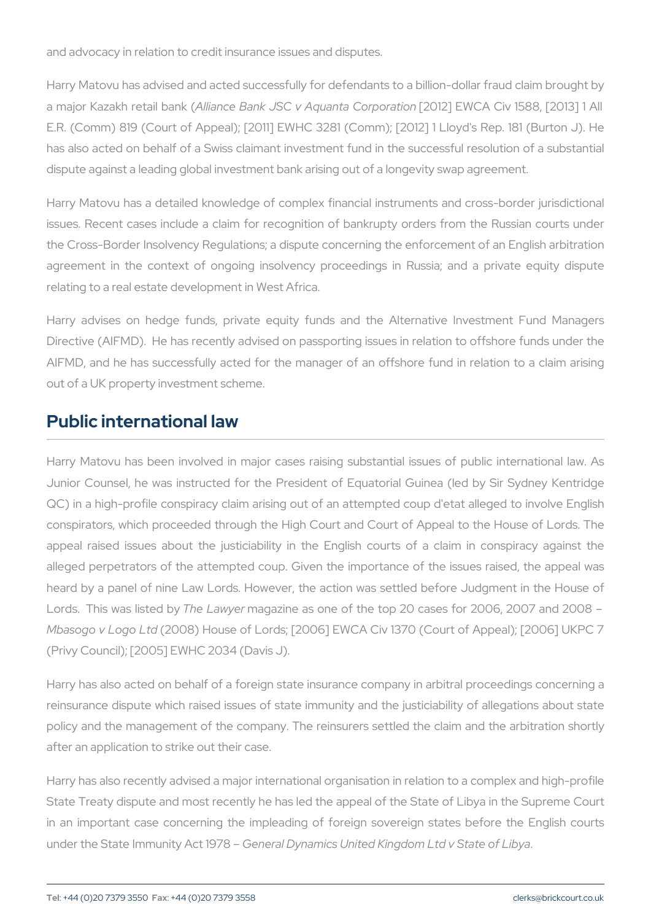and advocacy in relation to credit insurance issues and disputes.

Harry Matovu has advised and acted successfully for defendants to a billion-dollar fraud claim brought by a major Kazakh retail bank (*Alliance Bank JSC v Aquanta Corporation* [2012] EWCA Civ 1588, [2013] 1 All E.R. (Comm) 819 (Court of Appeal); [2011] EWHC 3281 (Comm); [2012] 1 Lloyd's Rep. 181 (Burton J). He has also acted on behalf of a Swiss claimant investment fund in the successful resolution of a substantial dispute against a leading global investment bank arising out of a longevity swap agreement.

Harry Matovu has a detailed knowledge of complex financial instruments and cross-border jurisdictional issues. Recent cases include a claim for recognition of bankrupty orders from the Russian courts under the Cross-Border Insolvency Regulations; a dispute concerning the enforcement of an English arbitration agreement in the context of ongoing insolvency proceedings in Russia; and a private equity dispute relating to a real estate development in West Africa.

Harry advises on hedge funds, private equity funds and the Alternative Investment Fund Managers Directive (AIFMD). He has recently advised on passporting issues in relation to offshore funds under the AIFMD, and he has successfully acted for the manager of an offshore fund in relation to a claim arising out of a UK property investment scheme.

## Public international law

Harry Matovu has been involved in major cases raising substantial issues of public international law. As Junior Counsel, he was instructed for the President of Equatorial Guinea (led by Sir Sydney Kentridge QC) in a high-profile conspiracy claim arising out of an attempted coup d'etat alleged to involve English conspirators, which proceeded through the High Court and Court of Appeal to the House of Lords. The appeal raised issues about the justiciability in the English courts of a claim in conspiracy against the alleged perpetrators of the attempted coup. Given the importance of the issues raised, the appeal was heard by a panel of nine Law Lords. However, the action was settled before Judgment in the House of Lords. This was listed by *The Lawyer* magazine as one of the top 20 cases for 2006, 2007 and 2008 – *Mbasogo v Logo Ltd* (2008) House of Lords; [2006] EWCA Civ 1370 (Court of Appeal); [2006] UKPC 7 (Privy Council); [2005] EWHC 2034 (Davis J).

Harry has also acted on behalf of a foreign state insurance company in arbitral proceedings concerning a reinsurance dispute which raised issues of state immunity and the justiciability of allegations about state policy and the management of the company. The reinsurers settled the claim and the arbitration shortly after an application to strike out their case.

Harry has also recently advised a major international organisation in relation to a complex and high-profile State Treaty dispute and most recently he has led the appeal of the State of Libya in the Supreme Court in an important case concerning the impleading of foreign sovereign states before the English courts under the State Immunity Act 1978 – *General Dynamics United Kingdom Ltd v State of Libya*.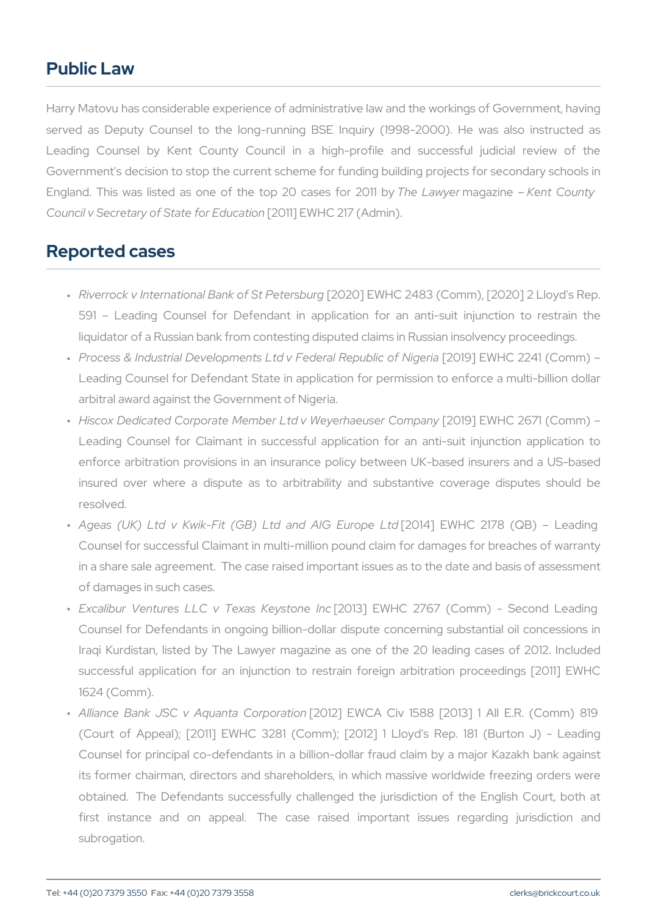## Public Law

Harry Matovu has considerable experience of administrative law and the workings of Government, having served as Deputy Counsel to the long-running BSE Inquiry (1998-2000). He was also instructed as Leading Counsel by Kent County Council in a high-profile and successful judicial review of the Government's decision to stop the current scheme for funding building projects for secondary schools in England. This was listed as one of the top 20 cases for 2011 by *The Lawyer* magazine – *Kent County Council v Secretary of State for Education* [2011] EWHC 217 (Admin).

## Reported cases

- *Riverrock v International Bank of St Petersburg* [2020] EWHC 2483 (Comm), [2020] 2 Lloyd's Rep. 591 – Leading Counsel for Defendant in application for an anti-suit injunction to restrain the liquidator of a Russian bank from contesting disputed claims in Russian insolvency proceedings.
- *Process & Industrial Developments Ltd v Federal Republic of Nigeria* [2019] EWHC 2241 (Comm) – Leading Counsel for Defendant State in application for permission to enforce a multi-billion dollar arbitral award against the Government of Nigeria.
- *Hiscox Dedicated Corporate Member Ltd v Weyerhaeuser Company* [2019] EWHC 2671 (Comm) – Leading Counsel for Claimant in successful application for an anti-suit injunction application to enforce arbitration provisions in an insurance policy between UK-based insurers and a US-based insured over where a dispute as to arbitrability and substantive coverage disputes should be resolved.
- *Ageas (UK) Ltd v Kwik-Fit (GB) Ltd and AIG Europe Ltd* [2014] EWHC 2178 (QB) – Leading Counsel for successful Claimant in multi-million pound claim for damages for breaches of warranty in a share sale agreement. The case raised important issues as to the date and basis of assessment of damages in such cases.
- *Excalibur Ventures LLC v Texas Keystone Inc* [2013] EWHC 2767 (Comm) - Second Leading Counsel for Defendants in ongoing billion-dollar dispute concerning substantial oil concessions in Iraqi Kurdistan, listed by The Lawyer magazine as one of the 20 leading cases of 2012. Included successful application for an injunction to restrain foreign arbitration proceedings [2011] EWHC 1624 (Comm).
- *Alliance Bank JSC v Aquanta Corporation* [2012] EWCA Civ 1588 [2013] 1 All E.R. (Comm) 819 (Court of Appeal); [2011] EWHC 3281 (Comm); [2012] 1 Lloyd's Rep. 181 (Burton J) - Leading Counsel for principal co-defendants in a billion-dollar fraud claim by a major Kazakh bank against its former chairman, directors and shareholders, in which massive worldwide freezing orders were obtained. The Defendants successfully challenged the jurisdiction of the English Court, both at first instance and on appeal. The case raised important issues regarding jurisdiction and subrogation.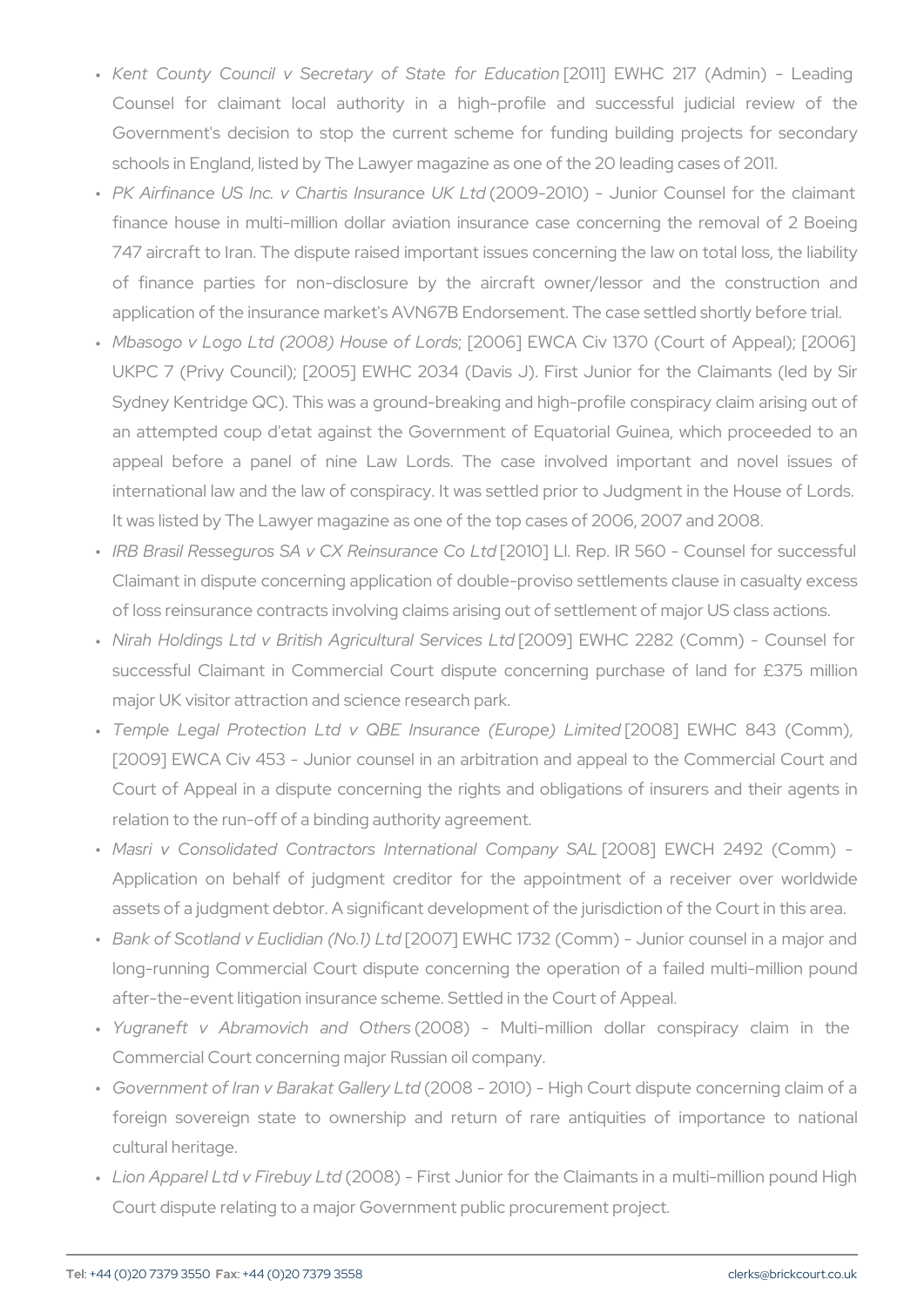- *Kent County Council v Secretary of State for Education* [2011] EWHC 217 (Admin) – Leading Counsel for claimant local authority in a high-profile and successful judicial review of the Government's decision to stop the current scheme for funding building projects for secondary schools in England, listed by The Lawyer magazine as one of the 20 leading cases of 2011.
- *PK Airfinance US Inc. v Chartis Insurance UK Ltd* (2009-2010) – Junior Counsel for the claimant finance house in multi-million dollar aviation insurance case concerning the removal of 2 Boeing 747 aircraft to Iran. The dispute raised important issues concerning the law on total loss, the liability of finance parties for non-disclosure by the aircraft owner/lessor and the construction and application of the insurance market's AVN67B Endorsement. The case settled shortly before trial.
- *Mbasogo v Logo Ltd (2008) House of Lords*; [2006] EWCA Civ 1370 (Court of Appeal); [2006] UKPC 7 (Privy Council); [2005] EWHC 2034 (Davis J). First Junior for the Claimants (led by Sir Sydney Kentridge QC). This was a ground-breaking and high-profile conspiracy claim arising out of an attempted coup d'etat against the Government of Equatorial Guinea, which proceeded to an appeal before a panel of nine Law Lords. The case involved important and novel issues of international law and the law of conspiracy. It was settled prior to Judgment in the House of Lords. It was listed by The Lawyer magazine as one of the top cases of 2006, 2007 and 2008.
- *IRB Brasil Resseguros SA v CX Reinsurance Co Ltd* [2010] Ll. Rep. IR 560 – Counsel for successful Claimant in dispute concerning application of double-proviso settlements clause in casualty excess of loss reinsurance contracts involving claims arising out of settlement of major US class actions.
- *Nirah Holdings Ltd v British Agricultural Services Ltd* [2009] EWHC 2282 (Comm) – Counsel for successful Claimant in Commercial Court dispute concerning purchase of land for £375 million major UK visitor attraction and science research park.
- *Temple Legal Protection Ltd v QBE Insurance (Europe) Limited* [2008] EWHC 843 (Comm), [2009] EWCA Civ 453 – Junior counsel in an arbitration and appeal to the Commercial Court and Court of Appeal in a dispute concerning the rights and obligations of insurers and their agents in relation to the run-off of a binding authority agreement.
- *Masri v Consolidated Contractors International Company SAL* [2008] EWCH 2492 (Comm) – Application on behalf of judgment creditor for the appointment of a receiver over worldwide assets of a judgment debtor. A significant development of the jurisdiction of the Court in this area.
- *Bank of Scotland v Euclidian (No.1) Ltd* [2007] EWHC 1732 (Comm) – Junior counsel in a major and long-running Commercial Court dispute concerning the operation of a failed multi-million pound after-the-event litigation insurance scheme. Settled in the Court of Appeal.
- *Yugraneft v Abramovich and Others* (2008) – Multi-million dollar conspiracy claim in the Commercial Court concerning major Russian oil company.
- *Government of Iran v Barakat Gallery Ltd* (2008 – 2010) - High Court dispute concerning claim of a foreign sovereign state to ownership and return of rare antiquities of importance to national cultural heritage.
- *Lion Apparel Ltd v Firebuy Ltd* (2008) – First Junior for the Claimants in a multi-million pound High Court dispute relating to a major Government public procurement project.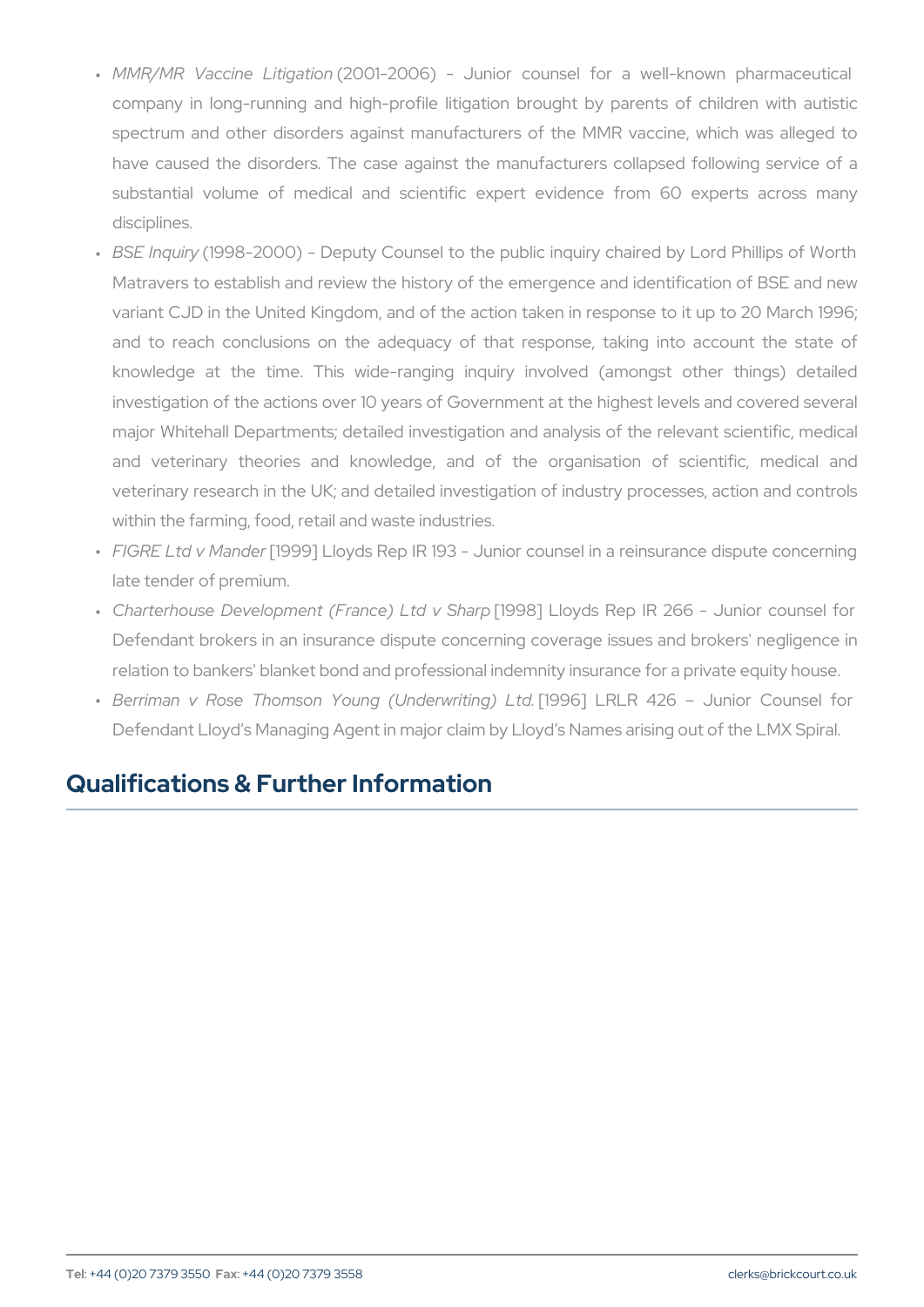- *MMR/MR Vaccine Litigation* (2001-2006) - Junior counsel for a well-known pharmaceutical company in long-running and high-profile litigation brought by parents of children with autistic spectrum and other disorders against manufacturers of the MMR vaccine, which was alleged to have caused the disorders. The case against the manufacturers collapsed following service of a substantial volume of medical and scientific expert evidence from 60 experts across many disciplines.
- *BSE Inquiry* (1998-2000) - Deputy Counsel to the public inquiry chaired by Lord Phillips of Worth Matravers to establish and review the history of the emergence and identification of BSE and new variant CJD in the United Kingdom, and of the action taken in response to it up to 20 March 1996; and to reach conclusions on the adequacy of that response, taking into account the state of knowledge at the time. This wide-ranging inquiry involved (amongst other things) detailed investigation of the actions over 10 years of Government at the highest levels and covered several major Whitehall Departments; detailed investigation and analysis of the relevant scientific, medical and veterinary theories and knowledge, and of the organisation of scientific, medical and veterinary research in the UK; and detailed investigation of industry processes, action and controls within the farming, food, retail and waste industries.
- *FIGRE Ltd v Mander* [1999] Lloyds Rep IR 193 - Junior counsel in a reinsurance dispute concerning late tender of premium.
- *Charterhouse Development (France) Ltd v Sharp* [1998] Lloyds Rep IR 266 - Junior counsel for Defendant brokers in an insurance dispute concerning coverage issues and brokers' negligence in relation to bankers' blanket bond and professional indemnity insurance for a private equity house.
- *Berriman v Rose Thomson Young (Underwriting) Ltd.* [1996] LRLR 426 – Junior Counsel for Defendant Lloyd's Managing Agent in major claim by Lloyd's Names arising out of the LMX Spiral.

## Qualifications & Further Information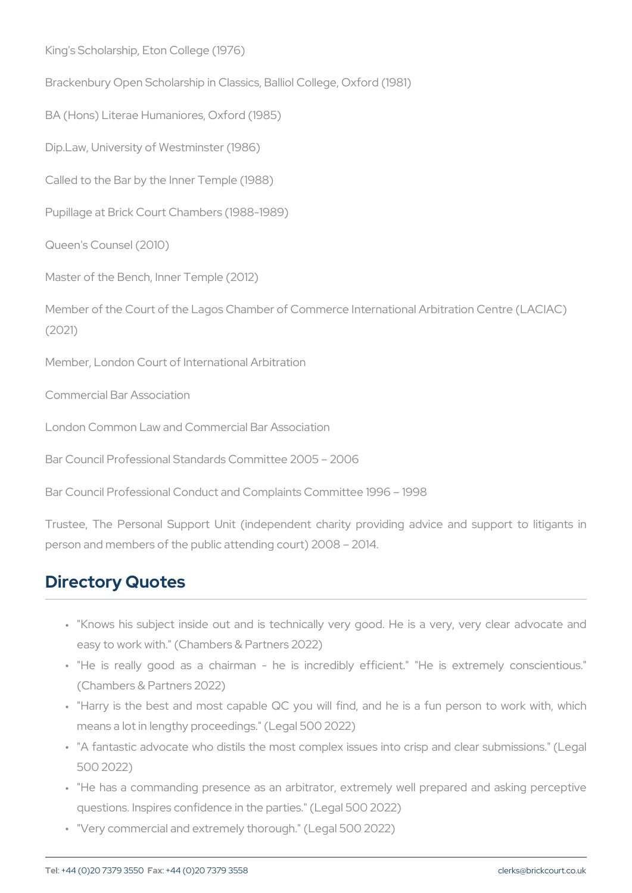King's Scholarship, Eton College (1976)

Brackenbury Open Scholarship in Classics, Balliol College, Oxford (1981)

BA (Hons) Literae Humaniores, Oxford (1985)

Dip.Law, University of Westminster (1986)

Called to the Bar by the Inner Temple (1988)

Pupillage at Brick Court Chambers (1988-1989)

Queen's Counsel (2010)

Master of the Bench, Inner Temple (2012)

Member of the Court of the Lagos Chamber of Commerce International Arbitration Centre (LACIAC) (2021)

Member, London Court of International Arbitration

Commercial Bar Association

London Common Law and Commercial Bar Association

Bar Council Professional Standards Committee 2005 – 2006

Bar Council Professional Conduct and Complaints Committee 1996 – 1998

Trustee, The Personal Support Unit (independent charity providing advice and support to litigants in person and members of the public attending court) 2008 – 2014.

## Directory Quotes

- "Knows his subject inside out and is technically very good. He is a very, very clear advocate and easy to work with." (Chambers & Partners 2022)
- "He is really good as a chairman - he is incredibly efficient." "He is extremely conscientious." (Chambers & Partners 2022)
- "Harry is the best and most capable QC you will find, and he is a fun person to work with, which means a lot in lengthy proceedings." (Legal 500 2022)
- "A fantastic advocate who distils the most complex issues into crisp and clear submissions." (Legal 500 2022)
- "He has a commanding presence as an arbitrator, extremely well prepared and asking perceptive questions. Inspires confidence in the parties." (Legal 500 2022)
- "Very commercial and extremely thorough." (Legal 500 2022)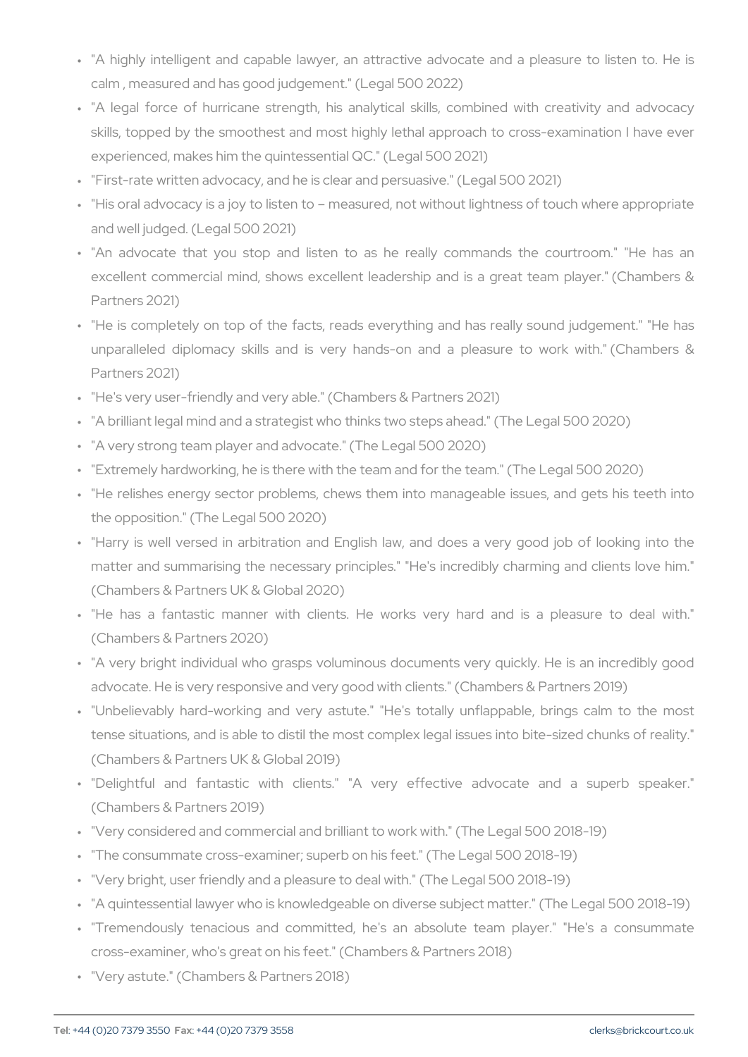- "A highly intelligent and capable lawyer, an attractive advocate and a pleasure to listen to. He is calm , measured and has good judgement." (Legal 500 2022)
- "A legal force of hurricane strength, his analytical skills, combined with creativity and advocacy skills, topped by the smoothest and most highly lethal approach to cross-examination I have ever experienced, makes him the quintessential QC." (Legal 500 2021)
- "First-rate written advocacy, and he is clear and persuasive." (Legal 500 2021)
- "His oral advocacy is a joy to listen to – measured, not without lightness of touch where appropriate and well judged. (Legal 500 2021)
- "An advocate that you stop and listen to as he really commands the courtroom." "He has an excellent commercial mind, shows excellent leadership and is a great team player." (Chambers & Partners 2021)
- "He is completely on top of the facts, reads everything and has really sound judgement." "He has unparalleled diplomacy skills and is very hands-on and a pleasure to work with." (Chambers & Partners 2021)
- "He's very user-friendly and very able." (Chambers & Partners 2021)
- "A brilliant legal mind and a strategist who thinks two steps ahead." (The Legal 500 2020)
- "A very strong team player and advocate." (The Legal 500 2020)
- "Extremely hardworking, he is there with the team and for the team." (The Legal 500 2020)
- "He relishes energy sector problems, chews them into manageable issues, and gets his teeth into the opposition." (The Legal 500 2020)
- "Harry is well versed in arbitration and English law, and does a very good job of looking into the matter and summarising the necessary principles." "He's incredibly charming and clients love him." (Chambers & Partners UK & Global 2020)
- "He has a fantastic manner with clients. He works very hard and is a pleasure to deal with." (Chambers & Partners 2020)
- "A very bright individual who grasps voluminous documents very quickly. He is an incredibly good advocate. He is very responsive and very good with clients." (Chambers & Partners 2019)
- "Unbelievably hard-working and very astute." "He's totally unflappable, brings calm to the most tense situations, and is able to distil the most complex legal issues into bite-sized chunks of reality." (Chambers & Partners UK & Global 2019)
- "Delightful and fantastic with clients." "A very effective advocate and a superb speaker." (Chambers & Partners 2019)
- "Very considered and commercial and brilliant to work with." (The Legal 500 2018-19)
- "The consummate cross-examiner; superb on his feet." (The Legal 500 2018-19)
- "Very bright, user friendly and a pleasure to deal with." (The Legal 500 2018-19)
- "A quintessential lawyer who is knowledgeable on diverse subject matter." (The Legal 500 2018-19)
- "Tremendously tenacious and committed, he's an absolute team player." "He's a consummate cross-examiner, who's great on his feet." (Chambers & Partners 2018)
- "Very astute." (Chambers & Partners 2018)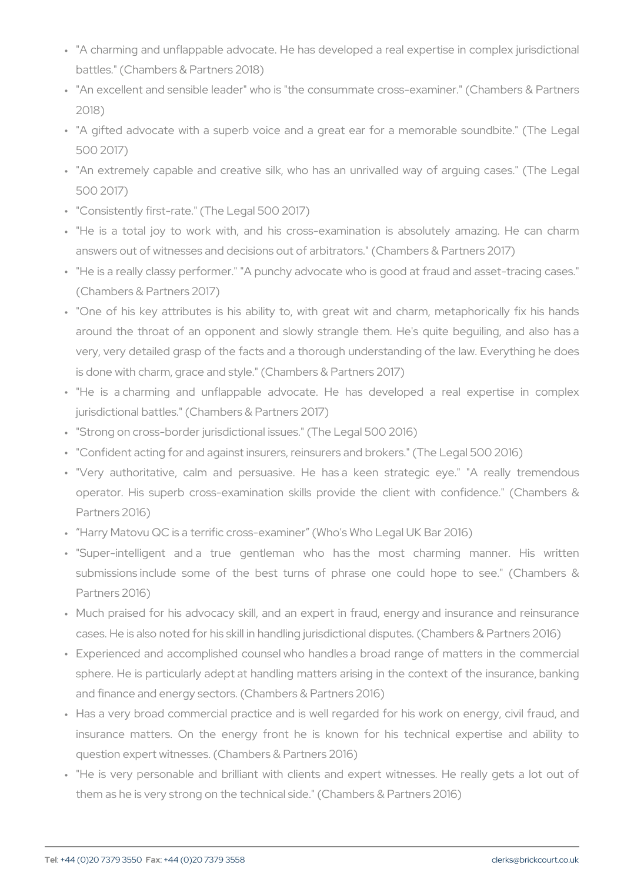- "A charming and unflappable advocate. He has developed a real expertise in complex jurisdictional battles." (Chambers & Partners 2018)
- "An excellent and sensible leader" who is "the consummate cross-examiner." (Chambers & Partners 2018)
- "A gifted advocate with a superb voice and a great ear for a memorable soundbite." (The Legal 500 2017)
- "An extremely capable and creative silk, who has an unrivalled way of arguing cases." (The Legal 500 2017)
- "Consistently first-rate." (The Legal 500 2017)
- "He is a total joy to work with, and his cross-examination is absolutely amazing. He can charm answers out of witnesses and decisions out of arbitrators." (Chambers & Partners 2017)
- "He is a really classy performer." "A punchy advocate who is good at fraud and asset-tracing cases." (Chambers & Partners 2017)
- "One of his key attributes is his ability to, with great wit and charm, metaphorically fix his hands around the throat of an opponent and slowly strangle them. He's quite beguiling, and also has a very, very detailed grasp of the facts and a thorough understanding of the law. Everything he does is done with charm, grace and style." (Chambers & Partners 2017)
- "He is a charming and unflappable advocate. He has developed a real expertise in complex jurisdictional battles." (Chambers & Partners 2017)
- "Strong on cross-border jurisdictional issues." (The Legal 500 2016)
- "Confident acting for and against insurers, reinsurers and brokers." (The Legal 500 2016)
- "Very authoritative, calm and persuasive. He has a keen strategic eye." "A really tremendous operator. His superb cross-examination skills provide the client with confidence." (Chambers & Partners 2016)
- "Harry Matovu QC is a terrific cross-examiner" (Who's Who Legal UK Bar 2016)
- "Super-intelligent and a true gentleman who has the most charming manner. His written submissions include some of the best turns of phrase one could hope to see." (Chambers & Partners 2016)
- Much praised for his advocacy skill, and an expert in fraud, energy and insurance and reinsurance cases. He is also noted for his skill in handling jurisdictional disputes. (Chambers & Partners 2016)
- Experienced and accomplished counsel who handles a broad range of matters in the commercial sphere. He is particularly adept at handling matters arising in the context of the insurance, banking and finance and energy sectors. (Chambers & Partners 2016)
- Has a very broad commercial practice and is well regarded for his work on energy, civil fraud, and insurance matters. On the energy front he is known for his technical expertise and ability to question expert witnesses. (Chambers & Partners 2016)
- "He is very personable and brilliant with clients and expert witnesses. He really gets a lot out of them as he is very strong on the technical side." (Chambers & Partners 2016)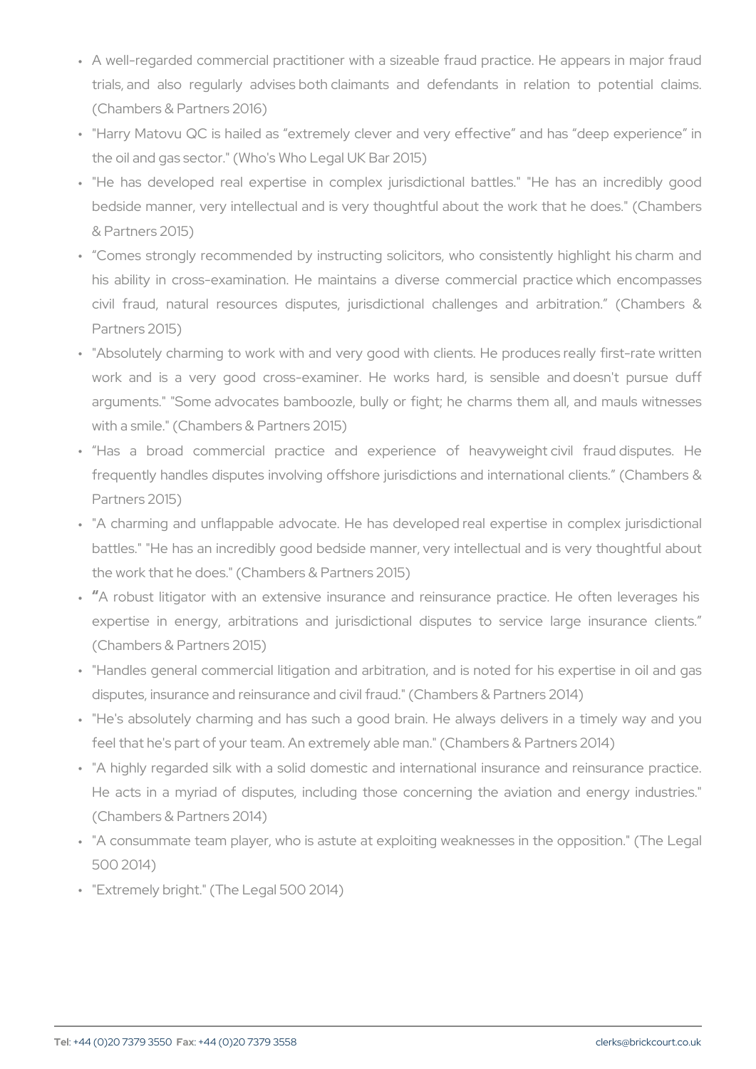- A well-regarded commercial practitioner with a sizeable fraud practice. He appears in major fraud trials, and also regularly advises both claimants and defendants in relation to potential claims. (Chambers & Partners 2016)
- "Harry Matovu QC is hailed as “extremely clever and very effective” and has “deep experience” in the oil and gas sector." (Who's Who Legal UK Bar 2015)
- "He has developed real expertise in complex jurisdictional battles." "He has an incredibly good bedside manner, very intellectual and is very thoughtful about the work that he does." (Chambers & Partners 2015)
- “Comes strongly recommended by instructing solicitors, who consistently highlight his charm and his ability in cross-examination. He maintains a diverse commercial practice which encompasses civil fraud, natural resources disputes, jurisdictional challenges and arbitration.” (Chambers & Partners 2015)
- "Absolutely charming to work with and very good with clients. He produces really first-rate written work and is a very good cross-examiner. He works hard, is sensible and doesn't pursue duff arguments." "Some advocates bamboozle, bully or fight; he charms them all, and mauls witnesses with a smile." (Chambers & Partners 2015)
- “Has a broad commercial practice and experience of heavyweight civil fraud disputes. He frequently handles disputes involving offshore jurisdictions and international clients.” (Chambers & Partners 2015)
- "A charming and unflappable advocate. He has developed real expertise in complex jurisdictional battles." "He has an incredibly good bedside manner, very intellectual and is very thoughtful about the work that he does." (Chambers & Partners 2015)
- “A robust litigator with an extensive insurance and reinsurance practice. He often leverages his expertise in energy, arbitrations and jurisdictional disputes to service large insurance clients.” (Chambers & Partners 2015)
- "Handles general commercial litigation and arbitration, and is noted for his expertise in oil and gas disputes, insurance and reinsurance and civil fraud." (Chambers & Partners 2014)
- "He's absolutely charming and has such a good brain. He always delivers in a timely way and you feel that he's part of your team. An extremely able man." (Chambers & Partners 2014)
- "A highly regarded silk with a solid domestic and international insurance and reinsurance practice. He acts in a myriad of disputes, including those concerning the aviation and energy industries." (Chambers & Partners 2014)
- "A consummate team player, who is astute at exploiting weaknesses in the opposition." (The Legal 500 2014)
- "Extremely bright." (The Legal 500 2014)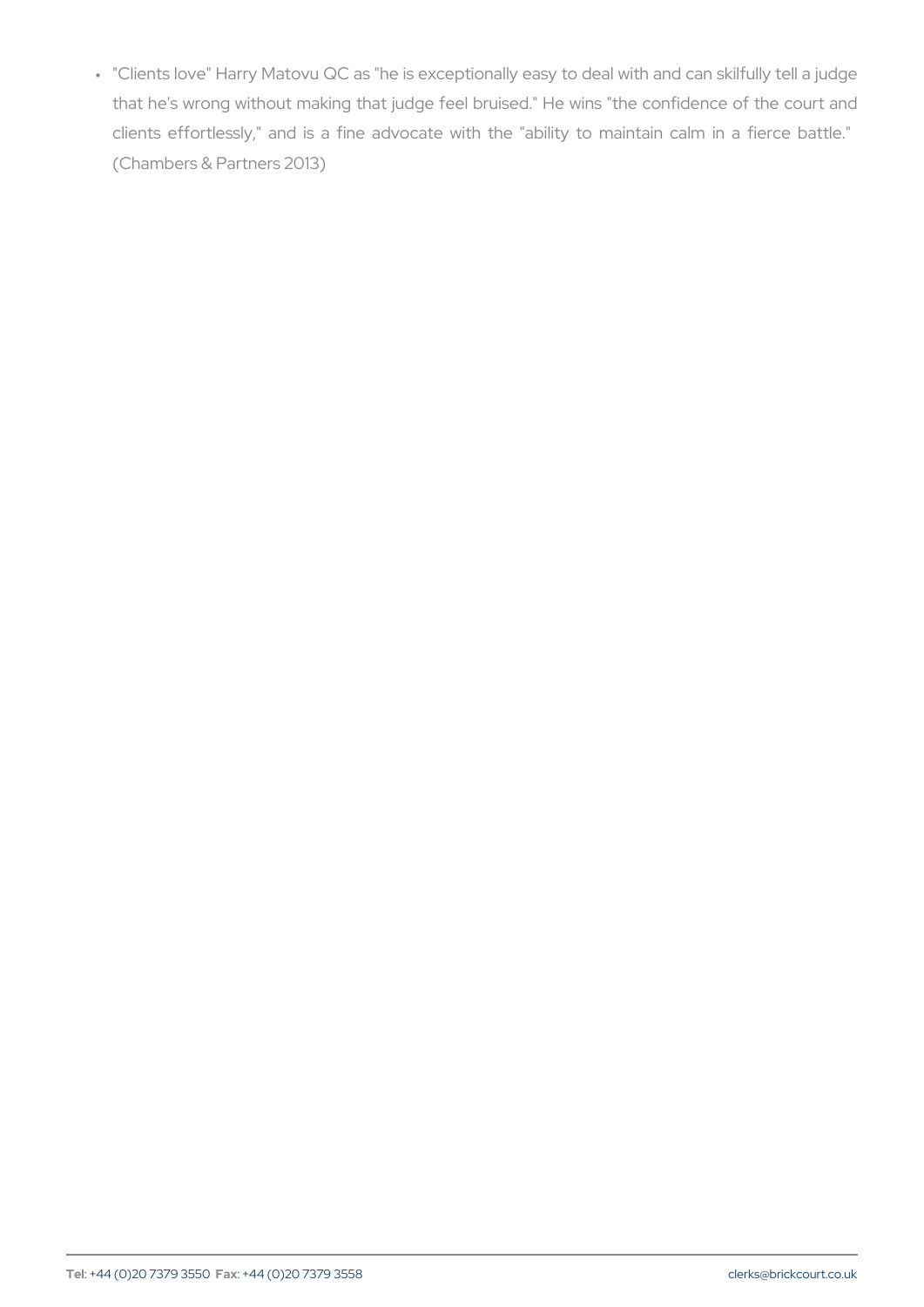- "Clients love" Harry Matovu QC as "he is exceptionally easy to deal with and can skilfully tell a judge that he's wrong without making that judge feel bruised." He wins "the confidence of the court and clients effortlessly," and is a fine advocate with the "ability to maintain calm in a fierce battle." (Chambers & Partners 2013)